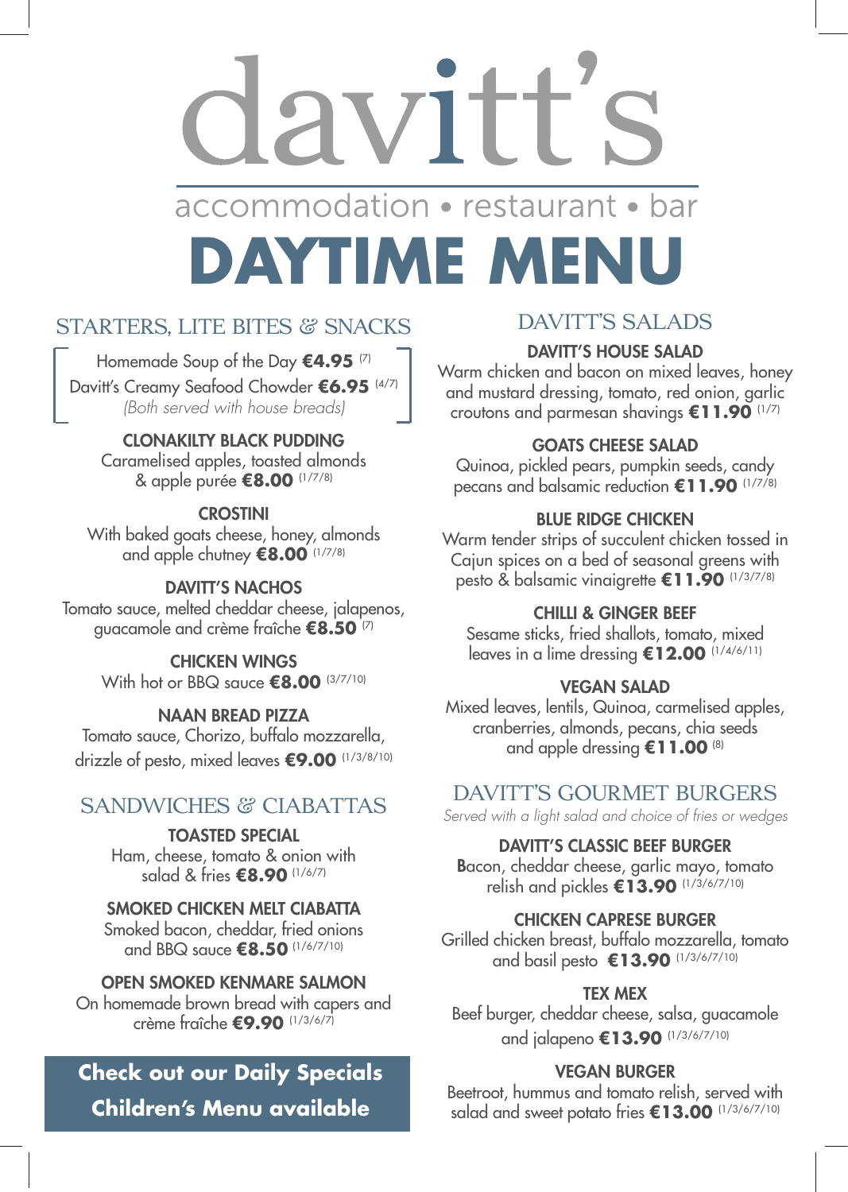# davitt's

accommodation • restaurant • bar

# DAYTIME MENU

## STARTERS, LITE BITES & SNACKS

Homemade Soup of the Day **€4.95** (7)

Davitt's Creamy Seafood Chowder **€6.95** (4/7)

*(Both served with house breads)*

**CLONAKILTY BLACK PUDDING**
Caramelised apples, toasted almonds & apple purée **€8.00** (1/7/8)

**CROSTINI**
With baked goats cheese, honey, almonds and apple chutney **€8.00** (1/7/8)

**DAVITT'S NACHOS**
Tomato sauce, melted cheddar cheese, jalapenos, guacamole and crème fraîche **€8.50** (7)

**CHICKEN WINGS**
With hot or BBQ sauce **€8.00** (3/7/10)

**NAAN BREAD PIZZA**
Tomato sauce, Chorizo, buffalo mozzarella, drizzle of pesto, mixed leaves **€9.00** (1/3/8/10)

## SANDWICHES & CIABATTAS

**TOASTED SPECIAL**
Ham, cheese, tomato & onion with salad & fries **€8.90** (1/6/7)

**SMOKED CHICKEN MELT CIABATTA**
Smoked bacon, cheddar, fried onions and BBQ sauce **€8.50** (1/6/7/10)

**OPEN SMOKED KENMARE SALMON**
On homemade brown bread with capers and crème fraîche **€9.90** (1/3/6/7)

**Check out our Daily Specials**
**Children's Menu available**

## DAVITT'S SALADS

**DAVITT'S HOUSE SALAD**
Warm chicken and bacon on mixed leaves, honey and mustard dressing, tomato, red onion, garlic croutons and parmesan shavings **€11.90** (1/7)

**GOATS CHEESE SALAD**
Quinoa, pickled pears, pumpkin seeds, candy pecans and balsamic reduction **€11.90** (1/7/8)

**BLUE RIDGE CHICKEN**
Warm tender strips of succulent chicken tossed in Cajun spices on a bed of seasonal greens with pesto & balsamic vinaigrette **€11.90** (1/3/7/8)

**CHILLI & GINGER BEEF**
Sesame sticks, fried shallots, tomato, mixed leaves in a lime dressing **€12.00** (1/4/6/11)

**VEGAN SALAD**
Mixed leaves, lentils, Quinoa, carmelised apples, cranberries, almonds, pecans, chia seeds and apple dressing **€11.00** (8)

## DAVITT'S GOURMET BURGERS

*Served with a light salad and choice of fries or wedges*

**DAVITT'S CLASSIC BEEF BURGER**
Bacon, cheddar cheese, garlic mayo, tomato relish and pickles **€13.90** (1/3/6/7/10)

**CHICKEN CAPRESE BURGER**
Grilled chicken breast, buffalo mozzarella, tomato and basil pesto **€13.90** (1/3/6/7/10)

**TEX MEX**
Beef burger, cheddar cheese, salsa, guacamole and jalapeno **€13.90** (1/3/6/7/10)

**VEGAN BURGER**
Beetroot, hummus and tomato relish, served with salad and sweet potato fries **€13.00** (1/3/6/7/10)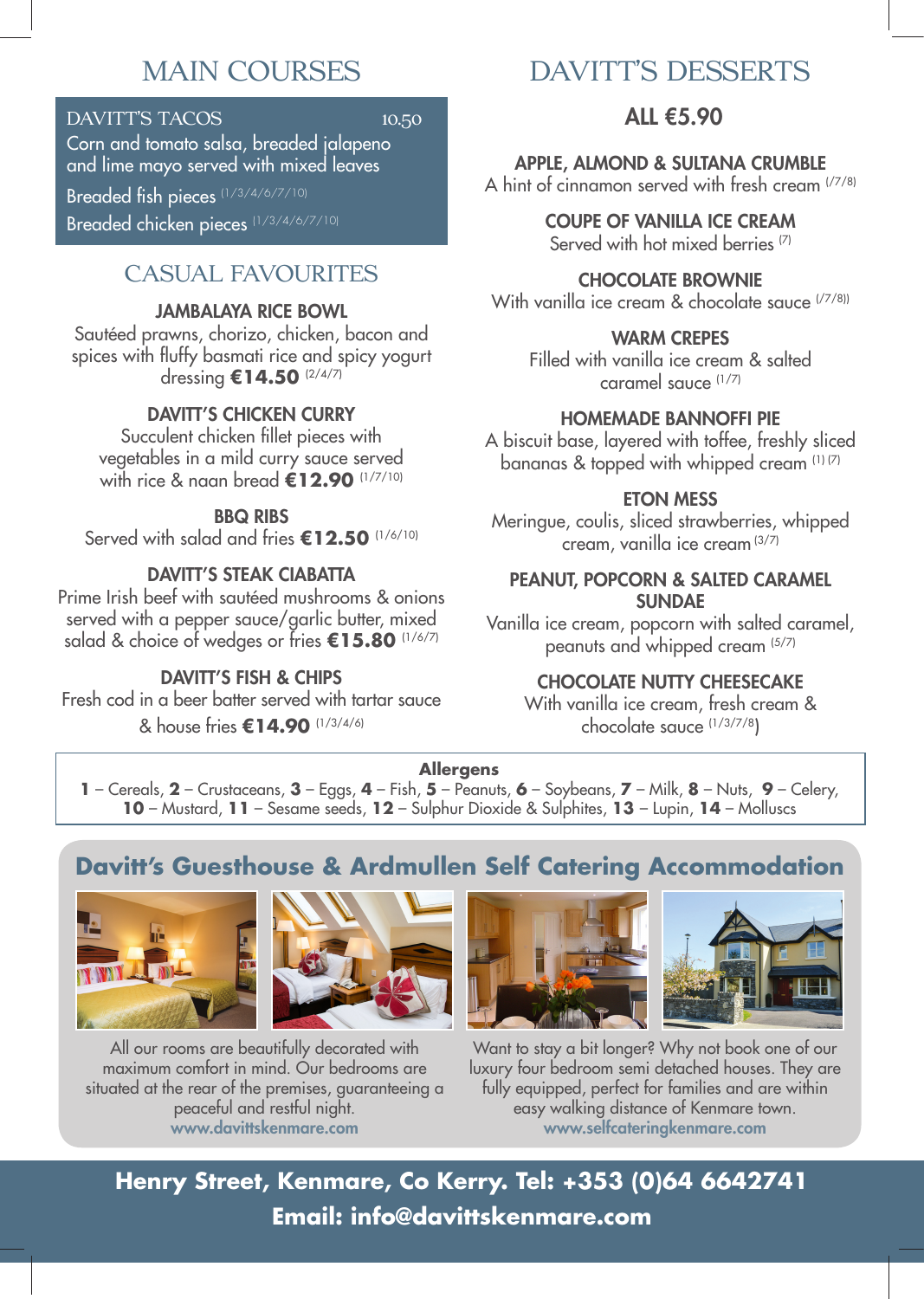## MAIN COURSES

**DAVITT'S TACOS** 10.50

Corn and tomato salsa, breaded jalapeno and lime mayo served with mixed leaves

Breaded fish pieces (1/3/4/6/7/10)

Breaded chicken pieces (1/3/4/6/7/10)

## CASUAL FAVOURITES

**JAMBALAYA RICE BOWL**
Sautéed prawns, chorizo, chicken, bacon and spices with fluffy basmati rice and spicy yogurt dressing **€14.50** (2/4/7)

**DAVITT'S CHICKEN CURRY**
Succulent chicken fillet pieces with vegetables in a mild curry sauce served with rice & naan bread **€12.90** (1/7/10)

**BBQ RIBS**
Served with salad and fries **€12.50** (1/6/10)

**DAVITT'S STEAK CIABATTA**
Prime Irish beef with sautéed mushrooms & onions served with a pepper sauce/garlic butter, mixed salad & choice of wedges or fries **€15.80** (1/6/7)

**DAVITT'S FISH & CHIPS**
Fresh cod in a beer batter served with tartar sauce & house fries **€14.90** (1/3/4/6)

## DAVITT'S DESSERTS

**ALL €5.90**

**APPLE, ALMOND & SULTANA CRUMBLE**
A hint of cinnamon served with fresh cream (/7/8)

**COUPE OF VANILLA ICE CREAM**
Served with hot mixed berries (7)

**CHOCOLATE BROWNIE**
With vanilla ice cream & chocolate sauce (/7/8))

**WARM CREPES**
Filled with vanilla ice cream & salted caramel sauce (1/7)

**HOMEMADE BANNOFFI PIE**
A biscuit base, layered with toffee, freshly sliced bananas & topped with whipped cream (1) (7)

**ETON MESS**
Meringue, coulis, sliced strawberries, whipped cream, vanilla ice cream (3/7)

**PEANUT, POPCORN & SALTED CARAMEL SUNDAE**
Vanilla ice cream, popcorn with salted caramel, peanuts and whipped cream (5/7)

**CHOCOLATE NUTTY CHEESECAKE**
With vanilla ice cream, fresh cream & chocolate sauce (1/3/7/8))

**Allergens**
**1** – Cereals, **2** – Crustaceans, **3** – Eggs, **4** – Fish, **5** – Peanuts, **6** – Soybeans, **7** – Milk, **8** – Nuts, **9** – Celery, **10** – Mustard, **11** – Sesame seeds, **12** – Sulphur Dioxide & Sulphites, **13** – Lupin, **14** – Molluscs

## Davitt's Guesthouse & Ardmullen Self Catering Accommodation

All our rooms are beautifully decorated with maximum comfort in mind. Our bedrooms are situated at the rear of the premises, guaranteeing a peaceful and restful night.
www.davittskenmare.com

Want to stay a bit longer? Why not book one of our luxury four bedroom semi detached houses. They are fully equipped, perfect for families and are within easy walking distance of Kenmare town.
www.selfcateringkenmare.com

**Henry Street, Kenmare, Co Kerry. Tel: +353 (0)64 6642741**
**Email: info@davittskenmare.com**